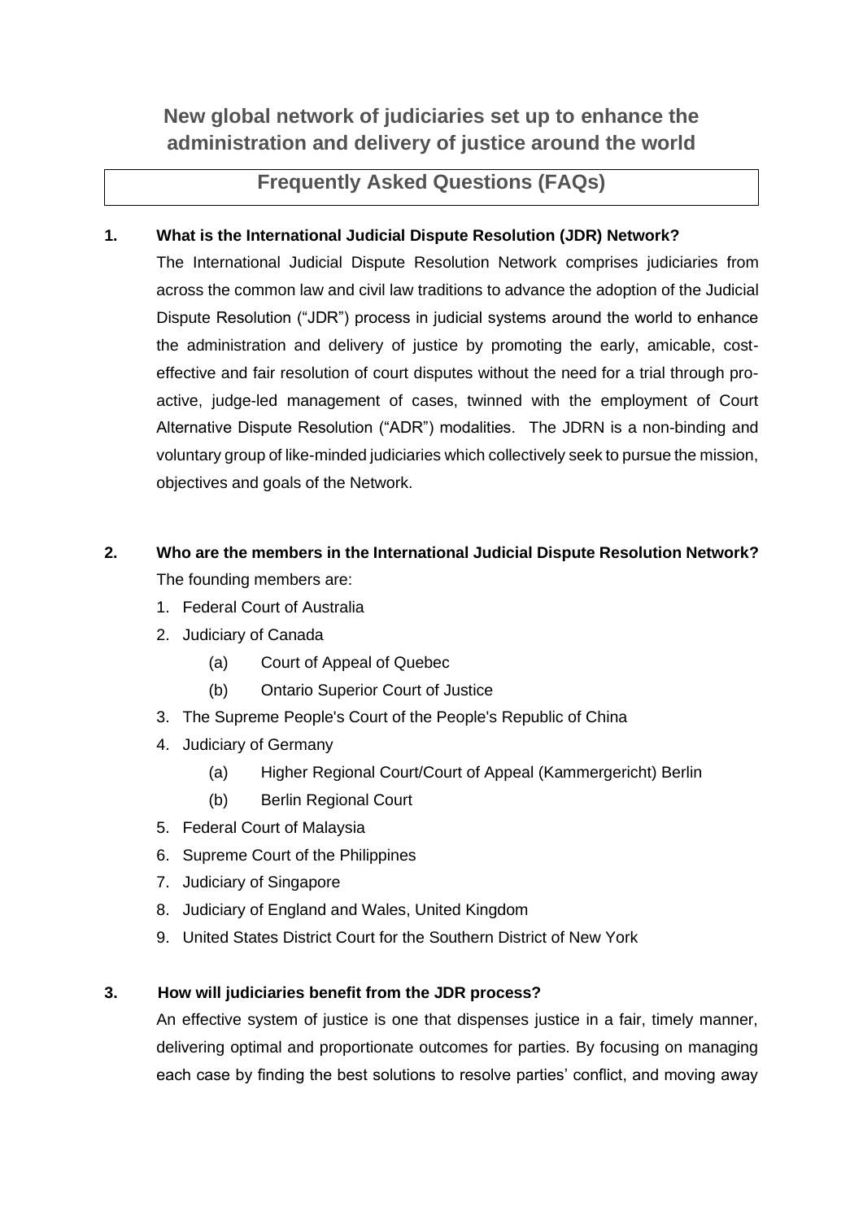# New global network of judiciaries set up to enhance the administration and delivery of justice around the world

## Frequently Asked Questions (FAQs)

**1. What is the International Judicial Dispute Resolution (JDR) Network?**

The International Judicial Dispute Resolution Network comprises judiciaries from across the common law and civil law traditions to advance the adoption of the Judicial Dispute Resolution ("JDR") process in judicial systems around the world to enhance the administration and delivery of justice by promoting the early, amicable, cost-effective and fair resolution of court disputes without the need for a trial through pro-active, judge-led management of cases, twinned with the employment of Court Alternative Dispute Resolution ("ADR") modalities. The JDRN is a non-binding and voluntary group of like-minded judiciaries which collectively seek to pursue the mission, objectives and goals of the Network.

**2. Who are the members in the International Judicial Dispute Resolution Network?**

The founding members are:

1. Federal Court of Australia
2. Judiciary of Canada
   - (a) Court of Appeal of Quebec
   - (b) Ontario Superior Court of Justice
3. The Supreme People's Court of the People's Republic of China
4. Judiciary of Germany
   - (a) Higher Regional Court/Court of Appeal (Kammergericht) Berlin
   - (b) Berlin Regional Court
5. Federal Court of Malaysia
6. Supreme Court of the Philippines
7. Judiciary of Singapore
8. Judiciary of England and Wales, United Kingdom
9. United States District Court for the Southern District of New York

**3. How will judiciaries benefit from the JDR process?**

An effective system of justice is one that dispenses justice in a fair, timely manner, delivering optimal and proportionate outcomes for parties. By focusing on managing each case by finding the best solutions to resolve parties' conflict, and moving away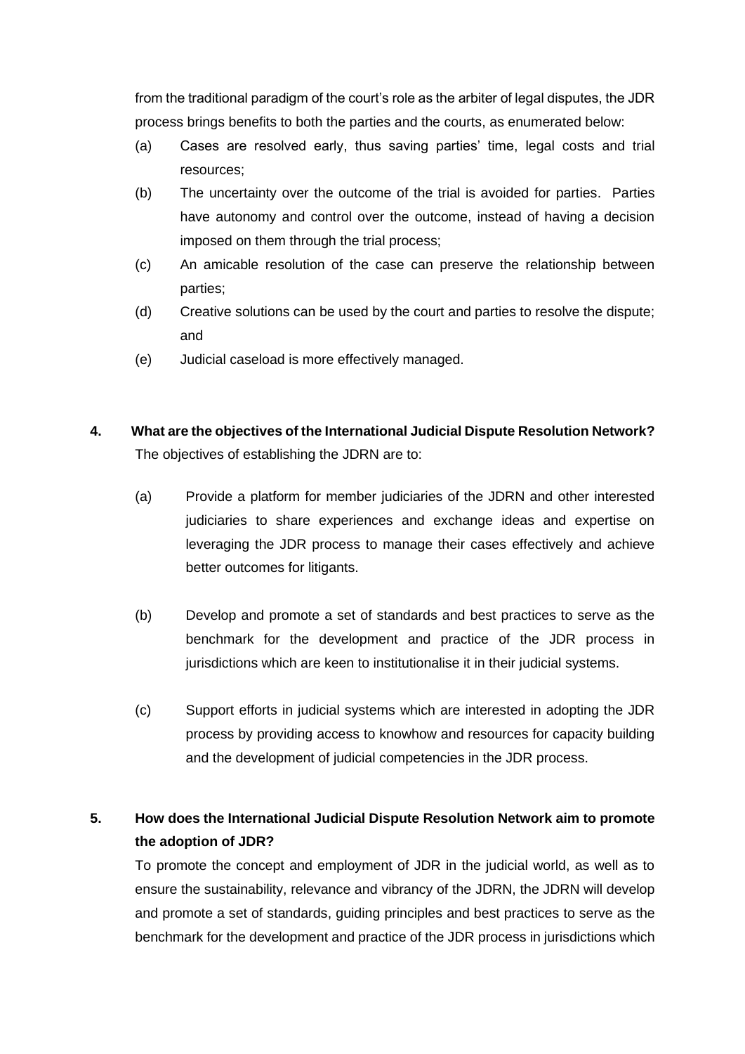from the traditional paradigm of the court's role as the arbiter of legal disputes, the JDR process brings benefits to both the parties and the courts, as enumerated below:

(a) Cases are resolved early, thus saving parties' time, legal costs and trial resources;

(b) The uncertainty over the outcome of the trial is avoided for parties. Parties have autonomy and control over the outcome, instead of having a decision imposed on them through the trial process;

(c) An amicable resolution of the case can preserve the relationship between parties;

(d) Creative solutions can be used by the court and parties to resolve the dispute; and

(e) Judicial caseload is more effectively managed.

**4. What are the objectives of the International Judicial Dispute Resolution Network?**

The objectives of establishing the JDRN are to:

(a) Provide a platform for member judiciaries of the JDRN and other interested judiciaries to share experiences and exchange ideas and expertise on leveraging the JDR process to manage their cases effectively and achieve better outcomes for litigants.

(b) Develop and promote a set of standards and best practices to serve as the benchmark for the development and practice of the JDR process in jurisdictions which are keen to institutionalise it in their judicial systems.

(c) Support efforts in judicial systems which are interested in adopting the JDR process by providing access to knowhow and resources for capacity building and the development of judicial competencies in the JDR process.

**5. How does the International Judicial Dispute Resolution Network aim to promote the adoption of JDR?**

To promote the concept and employment of JDR in the judicial world, as well as to ensure the sustainability, relevance and vibrancy of the JDRN, the JDRN will develop and promote a set of standards, guiding principles and best practices to serve as the benchmark for the development and practice of the JDR process in jurisdictions which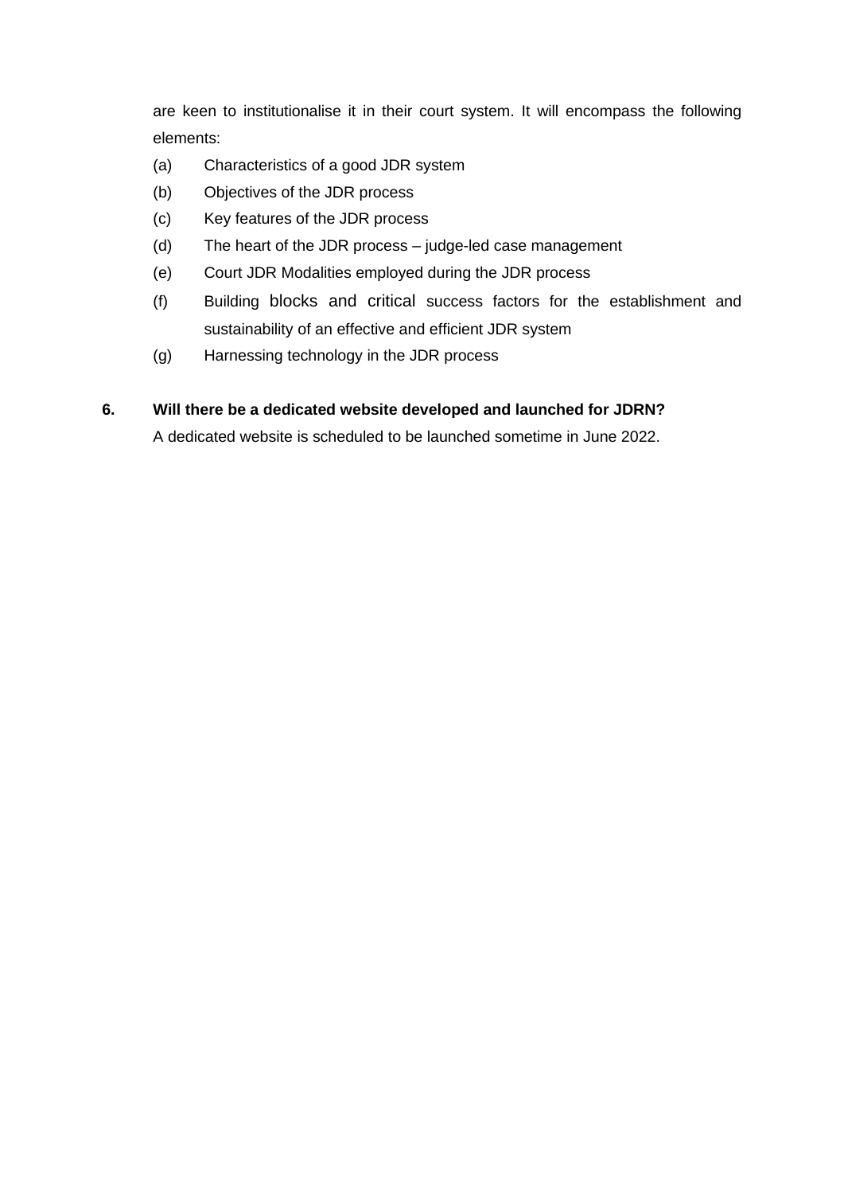are keen to institutionalise it in their court system. It will encompass the following elements:

(a) Characteristics of a good JDR system

(b) Objectives of the JDR process

(c) Key features of the JDR process

(d) The heart of the JDR process – judge-led case management

(e) Court JDR Modalities employed during the JDR process

(f) Building blocks and critical success factors for the establishment and sustainability of an effective and efficient JDR system

(g) Harnessing technology in the JDR process

**6. Will there be a dedicated website developed and launched for JDRN?**

A dedicated website is scheduled to be launched sometime in June 2022.